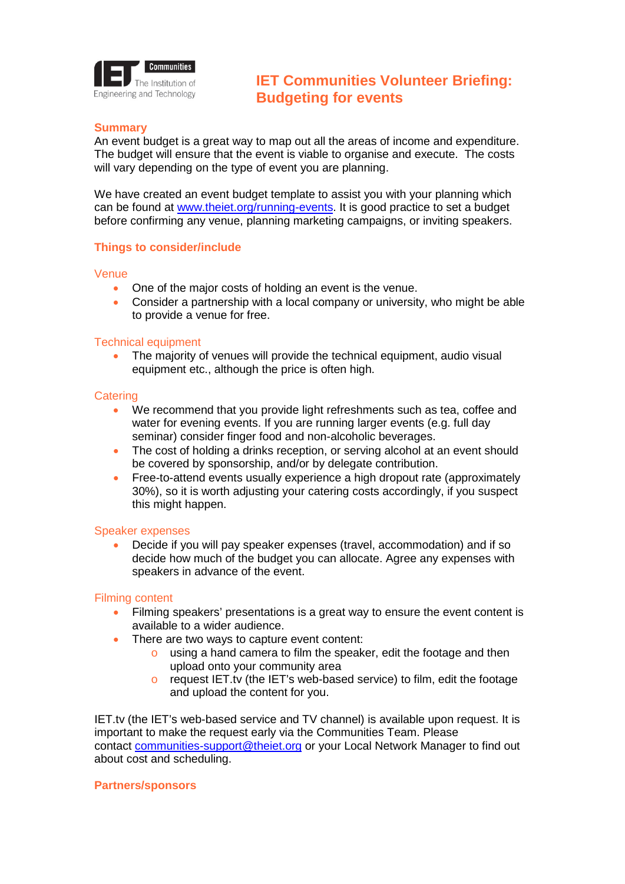# IET Communities Volunteer Briefing: Budgeting for events

## Summary

An event budget is a great way to map out all the areas of income and expenditure. The budget will ensure that the event is viable to organise and execute. The costs will vary depending on the type of event you are planning.

We have created an event budget template to assist you with your planning which can be found at [www.theiet.org/running-events](http://www.theiet.org/running-events). It is good practice to set a budget before confirming any venue, planning marketing campaigns, or inviting speakers.

## Things to consider/include

### Venue

- One of the major costs of holding an event is the venue.
- Consider a partnership with a local company or university, who might be able to provide a venue for free.

### Technical equipment

- The majority of venues will provide the technical equipment, audio visual equipment etc., although the price is often high.

### Catering

- We recommend that you provide light refreshments such as tea, coffee and water for evening events. If you are running larger events (e.g. full day seminar) consider finger food and non-alcoholic beverages.
- The cost of holding a drinks reception, or serving alcohol at an event should be covered by sponsorship, and/or by delegate contribution.
- Free-to-attend events usually experience a high dropout rate (approximately 30%), so it is worth adjusting your catering costs accordingly, if you suspect this might happen.

### Speaker expenses

- Decide if you will pay speaker expenses (travel, accommodation) and if so decide how much of the budget you can allocate. Agree any expenses with speakers in advance of the event.

### Filming content

- Filming speakers' presentations is a great way to ensure the event content is available to a wider audience.
- There are two ways to capture event content:
  - using a hand camera to film the speaker, edit the footage and then upload onto your community area
  - request IET.tv (the IET's web-based service) to film, edit the footage and upload the content for you.

IET.tv (the IET's web-based service and TV channel) is available upon request. It is important to make the request early via the Communities Team. Please contact [communities-support@theiet.org](mailto:communities-support@theiet.org) or your Local Network Manager to find out about cost and scheduling.

## Partners/sponsors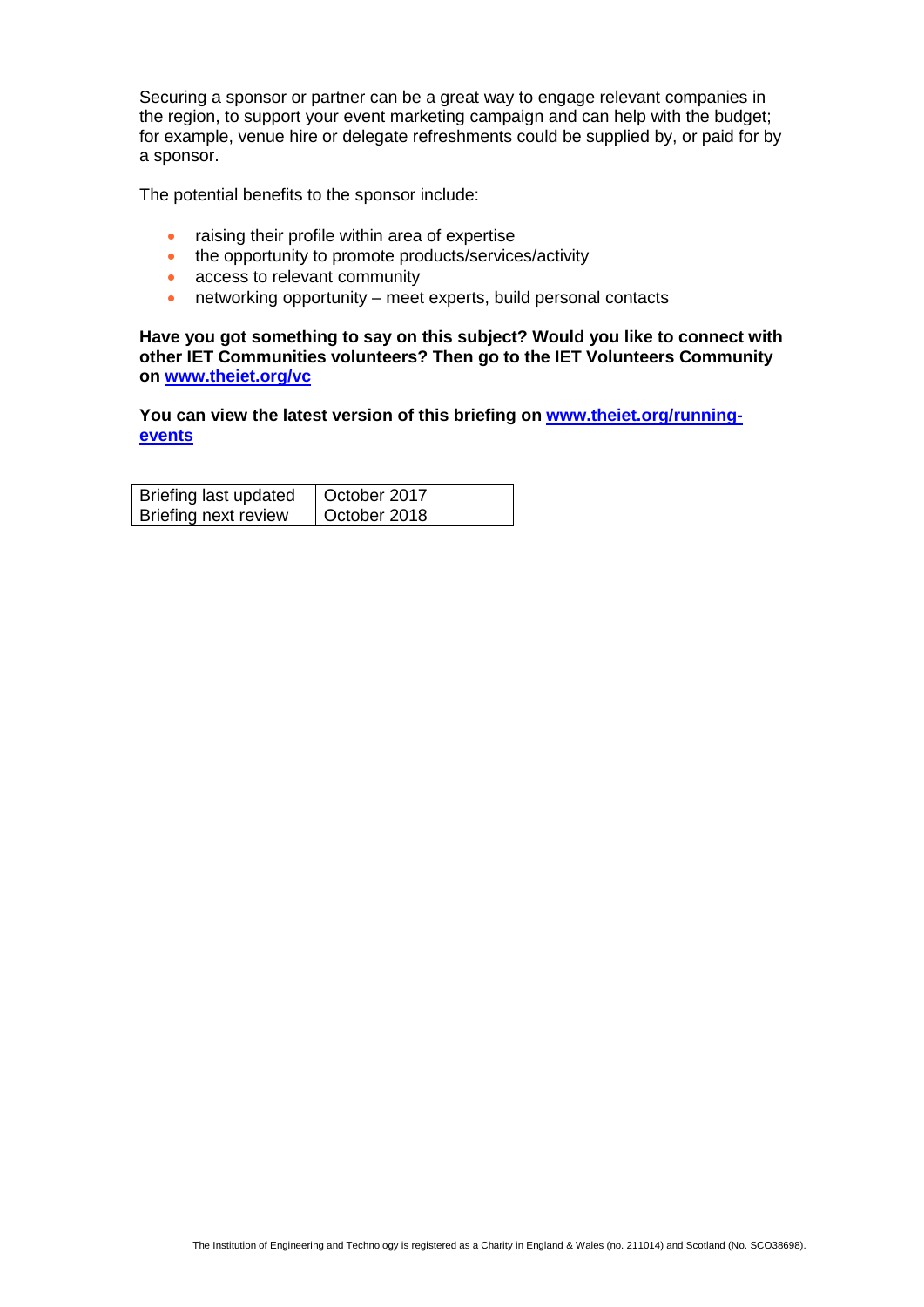Securing a sponsor or partner can be a great way to engage relevant companies in the region, to support your event marketing campaign and can help with the budget; for example, venue hire or delegate refreshments could be supplied by, or paid for by a sponsor.

The potential benefits to the sponsor include:

- raising their profile within area of expertise
- the opportunity to promote products/services/activity
- access to relevant community
- networking opportunity – meet experts, build personal contacts

**Have you got something to say on this subject? Would you like to connect with other IET Communities volunteers? Then go to the IET Volunteers Community on [www.theiet.org/vc](http://www.theiet.org/vc)**

**You can view the latest version of this briefing on [www.theiet.org/running-events](http://www.theiet.org/running-events)**

| | |
|---|---|
| Briefing last updated | October 2017 |
| Briefing next review | October 2018 |

The Institution of Engineering and Technology is registered as a Charity in England & Wales (no. 211014) and Scotland (No. SCO38698).